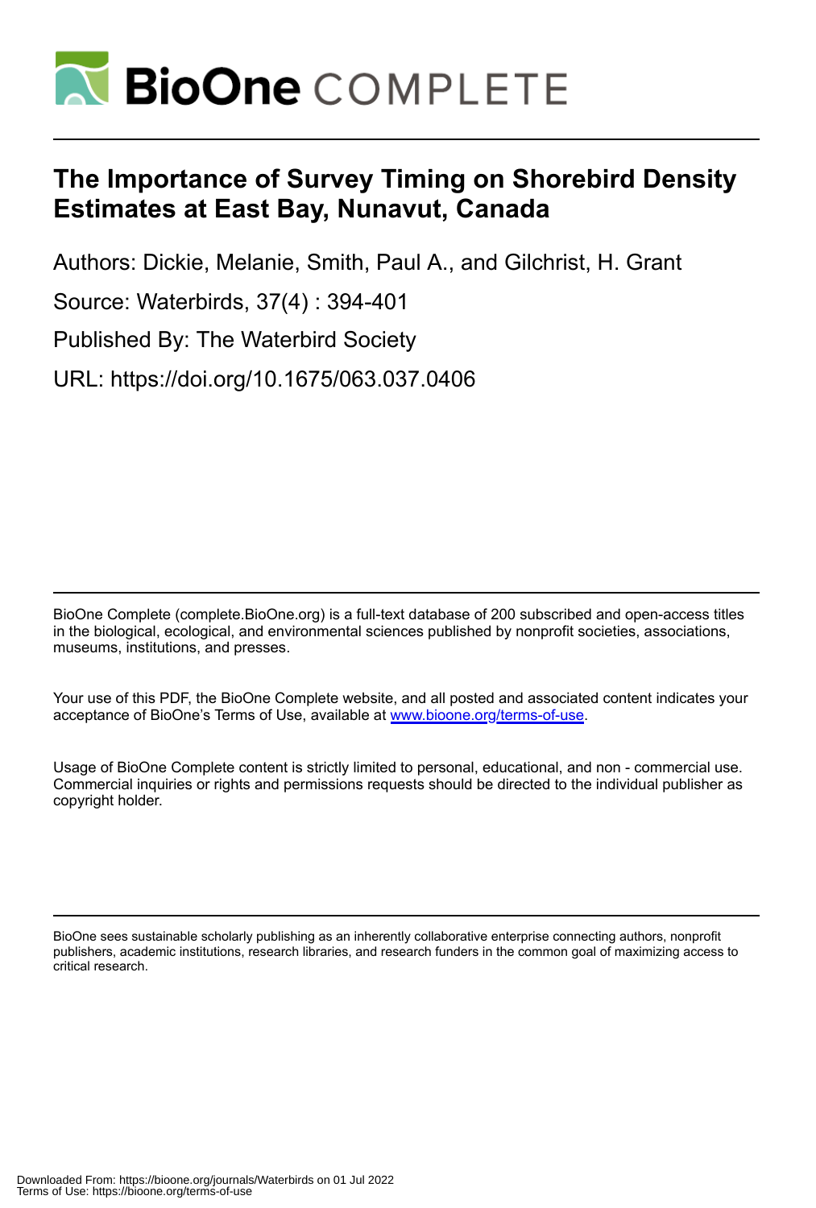# BioOne COMPLETE

# The Importance of Survey Timing on Shorebird Density Estimates at East Bay, Nunavut, Canada

Authors: Dickie, Melanie, Smith, Paul A., and Gilchrist, H. Grant

Source: Waterbirds, 37(4) : 394-401

Published By: The Waterbird Society

URL: https://doi.org/10.1675/063.037.0406

BioOne Complete (complete.BioOne.org) is a full-text database of 200 subscribed and open-access titles in the biological, ecological, and environmental sciences published by nonprofit societies, associations, museums, institutions, and presses.

Your use of this PDF, the BioOne Complete website, and all posted and associated content indicates your acceptance of BioOne's Terms of Use, available at www.bioone.org/terms-of-use.

Usage of BioOne Complete content is strictly limited to personal, educational, and non - commercial use. Commercial inquiries or rights and permissions requests should be directed to the individual publisher as copyright holder.

BioOne sees sustainable scholarly publishing as an inherently collaborative enterprise connecting authors, nonprofit publishers, academic institutions, research libraries, and research funders in the common goal of maximizing access to critical research.

Downloaded From: https://bioone.org/journals/Waterbirds on 01 Jul 2022
Terms of Use: https://bioone.org/terms-of-use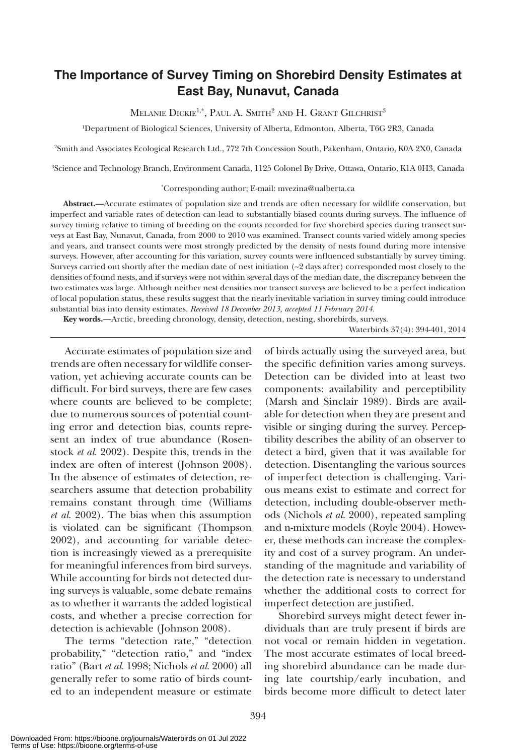# The Importance of Survey Timing on Shorebird Density Estimates at East Bay, Nunavut, Canada

Melanie Dickie[1,*], Paul A. Smith[2] and H. Grant Gilchrist[3]

[1]Department of Biological Sciences, University of Alberta, Edmonton, Alberta, T6G 2R3, Canada

[2]Smith and Associates Ecological Research Ltd., 772 7th Concession South, Pakenham, Ontario, K0A 2X0, Canada

[3]Science and Technology Branch, Environment Canada, 1125 Colonel By Drive, Ottawa, Ontario, K1A 0H3, Canada

[*]Corresponding author; E-mail: mvezina@ualberta.ca

**Abstract.—**Accurate estimates of population size and trends are often necessary for wildlife conservation, but imperfect and variable rates of detection can lead to substantially biased counts during surveys. The influence of survey timing relative to timing of breeding on the counts recorded for five shorebird species during transect surveys at East Bay, Nunavut, Canada, from 2000 to 2010 was examined. Transect counts varied widely among species and years, and transect counts were most strongly predicted by the density of nests found during more intensive surveys. However, after accounting for this variation, survey counts were influenced substantially by survey timing. Surveys carried out shortly after the median date of nest initiation (~2 days after) corresponded most closely to the densities of found nests, and if surveys were not within several days of the median date, the discrepancy between the two estimates was large. Although neither nest densities nor transect surveys are believed to be a perfect indication of local population status, these results suggest that the nearly inevitable variation in survey timing could introduce substantial bias into density estimates. *Received 18 December 2013, accepted 11 February 2014.*

**Key words.—**Arctic, breeding chronology, density, detection, nesting, shorebirds, surveys.

Waterbirds 37(4): 394-401, 2014

Accurate estimates of population size and trends are often necessary for wildlife conservation, yet achieving accurate counts can be difficult. For bird surveys, there are few cases where counts are believed to be complete; due to numerous sources of potential counting error and detection bias, counts represent an index of true abundance (Rosenstock *et al.* 2002). Despite this, trends in the index are often of interest (Johnson 2008). In the absence of estimates of detection, researchers assume that detection probability remains constant through time (Williams *et al.* 2002). The bias when this assumption is violated can be significant (Thompson 2002), and accounting for variable detection is increasingly viewed as a prerequisite for meaningful inferences from bird surveys. While accounting for birds not detected during surveys is valuable, some debate remains as to whether it warrants the added logistical costs, and whether a precise correction for detection is achievable (Johnson 2008).

The terms "detection rate," "detection probability," "detection ratio," and "index ratio" (Bart *et al.* 1998; Nichols *et al.* 2000) all generally refer to some ratio of birds counted to an independent measure or estimate of birds actually using the surveyed area, but the specific definition varies among surveys. Detection can be divided into at least two components: availability and perceptibility (Marsh and Sinclair 1989). Birds are available for detection when they are present and visible or singing during the survey. Perceptibility describes the ability of an observer to detect a bird, given that it was available for detection. Disentangling the various sources of imperfect detection is challenging. Various means exist to estimate and correct for detection, including double-observer methods (Nichols *et al.* 2000), repeated sampling and n-mixture models (Royle 2004). However, these methods can increase the complexity and cost of a survey program. An understanding of the magnitude and variability of the detection rate is necessary to understand whether the additional costs to correct for imperfect detection are justified.

Shorebird surveys might detect fewer individuals than are truly present if birds are not vocal or remain hidden in vegetation. The most accurate estimates of local breeding shorebird abundance can be made during late courtship/early incubation, and birds become more difficult to detect later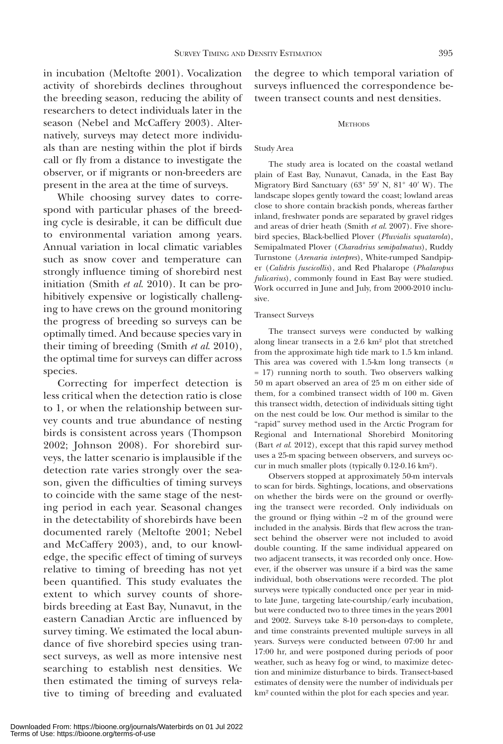in incubation (Meltofte 2001). Vocalization activity of shorebirds declines throughout the breeding season, reducing the ability of researchers to detect individuals later in the season (Nebel and McCaffery 2003). Alternatively, surveys may detect more individuals than are nesting within the plot if birds call or fly from a distance to investigate the observer, or if migrants or non-breeders are present in the area at the time of surveys.

While choosing survey dates to correspond with particular phases of the breeding cycle is desirable, it can be difficult due to environmental variation among years. Annual variation in local climatic variables such as snow cover and temperature can strongly influence timing of shorebird nest initiation (Smith *et al.* 2010). It can be prohibitively expensive or logistically challenging to have crews on the ground monitoring the progress of breeding so surveys can be optimally timed. And because species vary in their timing of breeding (Smith *et al.* 2010), the optimal time for surveys can differ across species.

Correcting for imperfect detection is less critical when the detection ratio is close to 1, or when the relationship between survey counts and true abundance of nesting birds is consistent across years (Thompson 2002; Johnson 2008). For shorebird surveys, the latter scenario is implausible if the detection rate varies strongly over the season, given the difficulties of timing surveys to coincide with the same stage of the nesting period in each year. Seasonal changes in the detectability of shorebirds have been documented rarely (Meltofte 2001; Nebel and McCaffery 2003), and, to our knowledge, the specific effect of timing of surveys relative to timing of breeding has not yet been quantified. This study evaluates the extent to which survey counts of shorebirds breeding at East Bay, Nunavut, in the eastern Canadian Arctic are influenced by survey timing. We estimated the local abundance of five shorebird species using transect surveys, as well as more intensive nest searching to establish nest densities. We then estimated the timing of surveys relative to timing of breeding and evaluated the degree to which temporal variation of surveys influenced the correspondence between transect counts and nest densities.

## Methods

### Study Area

The study area is located on the coastal wetland plain of East Bay, Nunavut, Canada, in the East Bay Migratory Bird Sanctuary (63° 59′ N, 81° 40′ W). The landscape slopes gently toward the coast; lowland areas close to shore contain brackish ponds, whereas farther inland, freshwater ponds are separated by gravel ridges and areas of drier heath (Smith *et al.* 2007). Five shorebird species, Black-bellied Plover (*Pluvialis squatarola*), Semipalmated Plover (*Charadrius semipalmatus*), Ruddy Turnstone (*Arenaria interpres*), White-rumped Sandpiper (*Calidris fuscicollis*), and Red Phalarope (*Phalaropus fulicarius*), commonly found in East Bay were studied. Work occurred in June and July, from 2000-2010 inclusive.

### Transect Surveys

The transect surveys were conducted by walking along linear transects in a 2.6 km² plot that stretched from the approximate high tide mark to 1.5 km inland. This area was covered with 1.5-km long transects ($n$ = 17) running north to south. Two observers walking 50 m apart observed an area of 25 m on either side of them, for a combined transect width of 100 m. Given this transect width, detection of individuals sitting tight on the nest could be low. Our method is similar to the "rapid" survey method used in the Arctic Program for Regional and International Shorebird Monitoring (Bart *et al.* 2012), except that this rapid survey method uses a 25-m spacing between observers, and surveys occur in much smaller plots (typically 0.12-0.16 km²).

Observers stopped at approximately 50-m intervals to scan for birds. Sightings, locations, and observations on whether the birds were on the ground or overflying the transect were recorded. Only individuals on the ground or flying within ~2 m of the ground were included in the analysis. Birds that flew across the transect behind the observer were not included to avoid double counting. If the same individual appeared on two adjacent transects, it was recorded only once. However, if the observer was unsure if a bird was the same individual, both observations were recorded. The plot surveys were typically conducted once per year in mid- to late June, targeting late-courtship/early incubation, but were conducted two to three times in the years 2001 and 2002. Surveys take 8-10 person-days to complete, and time constraints prevented multiple surveys in all years. Surveys were conducted between 07:00 hr and 17:00 hr, and were postponed during periods of poor weather, such as heavy fog or wind, to maximize detection and minimize disturbance to birds. Transect-based estimates of density were the number of individuals per km² counted within the plot for each species and year.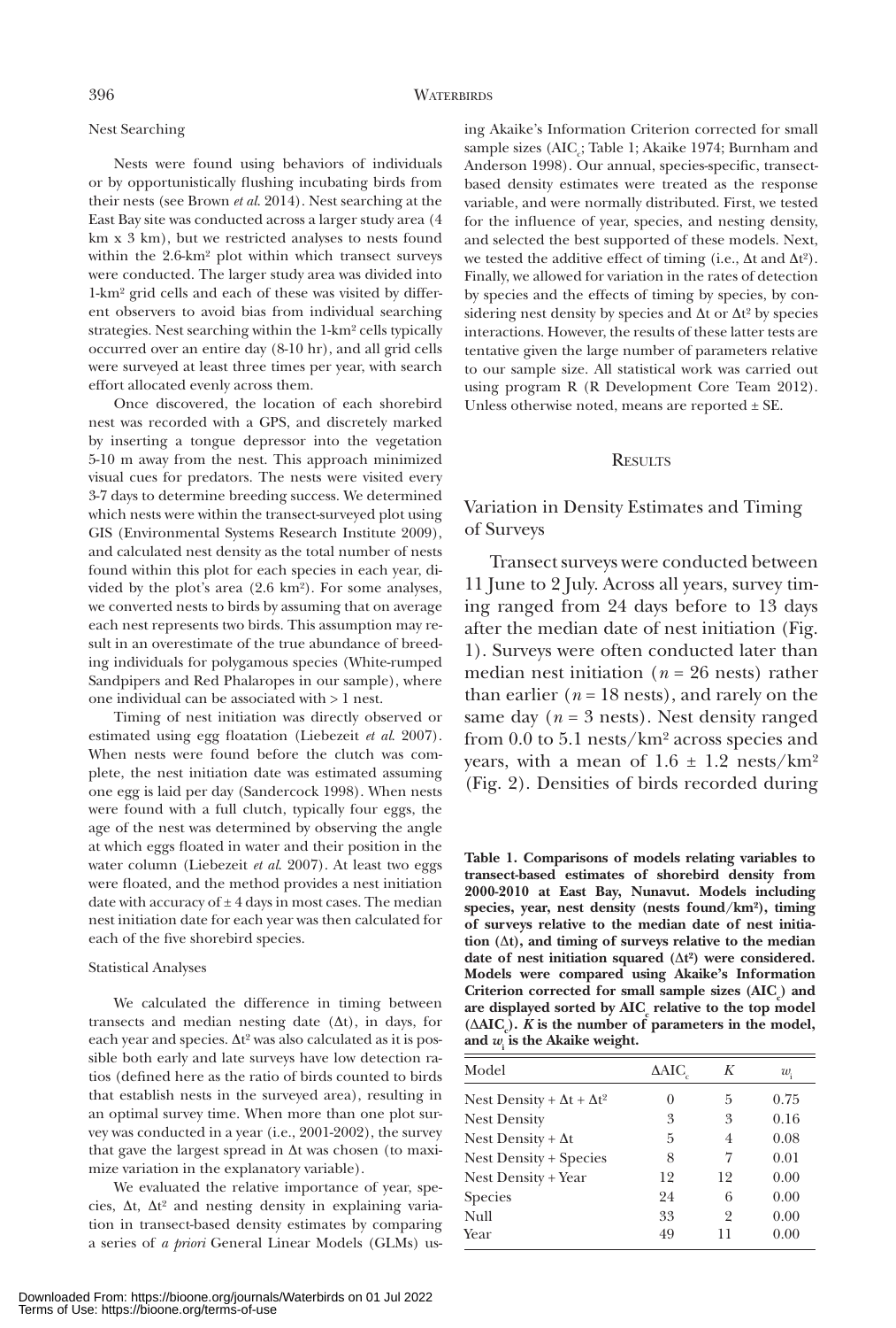#### Nest Searching

Nests were found using behaviors of individuals or by opportunistically flushing incubating birds from their nests (see Brown *et al.* 2014). Nest searching at the East Bay site was conducted across a larger study area (4 km x 3 km), but we restricted analyses to nests found within the 2.6-km² plot within which transect surveys were conducted. The larger study area was divided into 1-km² grid cells and each of these was visited by different observers to avoid bias from individual searching strategies. Nest searching within the 1-km² cells typically occurred over an entire day (8-10 hr), and all grid cells were surveyed at least three times per year, with search effort allocated evenly across them.

Once discovered, the location of each shorebird nest was recorded with a GPS, and discretely marked by inserting a tongue depressor into the vegetation 5-10 m away from the nest. This approach minimized visual cues for predators. The nests were visited every 3-7 days to determine breeding success. We determined which nests were within the transect-surveyed plot using GIS (Environmental Systems Research Institute 2009), and calculated nest density as the total number of nests found within this plot for each species in each year, divided by the plot's area (2.6 km²). For some analyses, we converted nests to birds by assuming that on average each nest represents two birds. This assumption may result in an overestimate of the true abundance of breeding individuals for polygamous species (White-rumped Sandpipers and Red Phalaropes in our sample), where one individual can be associated with > 1 nest.

Timing of nest initiation was directly observed or estimated using egg floatation (Liebezeit *et al.* 2007). When nests were found before the clutch was complete, the nest initiation date was estimated assuming one egg is laid per day (Sandercock 1998). When nests were found with a full clutch, typically four eggs, the age of the nest was determined by observing the angle at which eggs floated in water and their position in the water column (Liebezeit *et al.* 2007). At least two eggs were floated, and the method provides a nest initiation date with accuracy of ± 4 days in most cases. The median nest initiation date for each year was then calculated for each of the five shorebird species.

#### Statistical Analyses

We calculated the difference in timing between transects and median nesting date (Δt), in days, for each year and species. Δt² was also calculated as it is possible both early and late surveys have low detection ratios (defined here as the ratio of birds counted to birds that establish nests in the surveyed area), resulting in an optimal survey time. When more than one plot survey was conducted in a year (i.e., 2001-2002), the survey that gave the largest spread in Δt was chosen (to maximize variation in the explanatory variable).

We evaluated the relative importance of year, species, Δt, Δt² and nesting density in explaining variation in transect-based density estimates by comparing a series of *a priori* General Linear Models (GLMs) using Akaike's Information Criterion corrected for small sample sizes ($AIC_c$; Table 1; Akaike 1974; Burnham and Anderson 1998). Our annual, species-specific, transect-based density estimates were treated as the response variable, and were normally distributed. First, we tested for the influence of year, species, and nesting density, and selected the best supported of these models. Next, we tested the additive effect of timing (i.e., Δt and Δt²). Finally, we allowed for variation in the rates of detection by species and the effects of timing by species, by considering nest density by species and Δt or Δt² by species interactions. However, the results of these latter tests are tentative given the large number of parameters relative to our sample size. All statistical work was carried out using program R (R Development Core Team 2012). Unless otherwise noted, means are reported ± SE.

## Results

### Variation in Density Estimates and Timing of Surveys

Transect surveys were conducted between 11 June to 2 July. Across all years, survey timing ranged from 24 days before to 13 days after the median date of nest initiation (Fig. 1). Surveys were often conducted later than median nest initiation ($n$ = 26 nests) rather than earlier ($n$ = 18 nests), and rarely on the same day ($n$ = 3 nests). Nest density ranged from 0.0 to 5.1 nests/km² across species and years, with a mean of 1.6 ± 1.2 nests/km² (Fig. 2). Densities of birds recorded during

**Table 1. Comparisons of models relating variables to transect-based estimates of shorebird density from 2000-2010 at East Bay, Nunavut. Models including species, year, nest density (nests found/km²), timing of surveys relative to the median date of nest initiation (Δt), and timing of surveys relative to the median date of nest initiation squared (Δt²) were considered. Models were compared using Akaike's Information Criterion corrected for small sample sizes ($AIC_c$) and are displayed sorted by $AIC_c$ relative to the top model ($\Delta AIC_c$). $K$ is the number of parameters in the model, and $w_i$ is the Akaike weight.**

| Model | $\Delta AIC_c$ | $K$ | $w_i$ |
|---|---|---|---|
| Nest Density + Δt + Δt² | 0 | 5 | 0.75 |
| Nest Density | 3 | 3 | 0.16 |
| Nest Density + Δt | 5 | 4 | 0.08 |
| Nest Density + Species | 8 | 7 | 0.01 |
| Nest Density + Year | 12 | 12 | 0.00 |
| Species | 24 | 6 | 0.00 |
| Null | 33 | 2 | 0.00 |
| Year | 49 | 11 | 0.00 |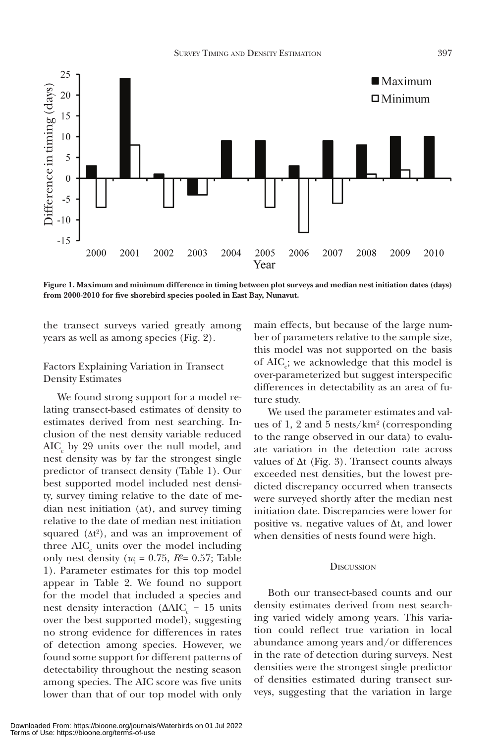Figure 1. Maximum and minimum difference in timing between plot surveys and median nest initiation dates (days) from 2000-2010 for five shorebird species pooled in East Bay, Nunavut.

the transect surveys varied greatly among years as well as among species (Fig. 2).

### Factors Explaining Variation in Transect Density Estimates

We found strong support for a model relating transect-based estimates of density to estimates derived from nest searching. Inclusion of the nest density variable reduced $AIC_c$ by 29 units over the null model, and nest density was by far the strongest single predictor of transect density (Table 1). Our best supported model included nest density, survey timing relative to the date of median nest initiation ($\Delta t$), and survey timing relative to the date of median nest initiation squared ($\Delta t^2$), and was an improvement of three $AIC_c$ units over the model including only nest density ($w_i = 0.75$, $R^2 = 0.57$; Table 1). Parameter estimates for this top model appear in Table 2. We found no support for the model that included a species and nest density interaction ($\Delta AIC_c = 15$ units over the best supported model), suggesting no strong evidence for differences in rates of detection among species. However, we found some support for different patterns of detectability throughout the nesting season among species. The AIC score was five units lower than that of our top model with only main effects, but because of the large number of parameters relative to the sample size, this model was not supported on the basis of $AIC_c$; we acknowledge that this model is over-parameterized but suggest interspecific differences in detectability as an area of future study.

We used the parameter estimates and values of 1, 2 and 5 nests/km² (corresponding to the range observed in our data) to evaluate variation in the detection rate across values of $\Delta t$ (Fig. 3). Transect counts always exceeded nest densities, but the lowest predicted discrepancy occurred when transects were surveyed shortly after the median nest initiation date. Discrepancies were lower for positive vs. negative values of $\Delta t$, and lower when densities of nests found were high.

## Discussion

Both our transect-based counts and our density estimates derived from nest searching varied widely among years. This variation could reflect true variation in local abundance among years and/or differences in the rate of detection during surveys. Nest densities were the strongest single predictor of densities estimated during transect surveys, suggesting that the variation in large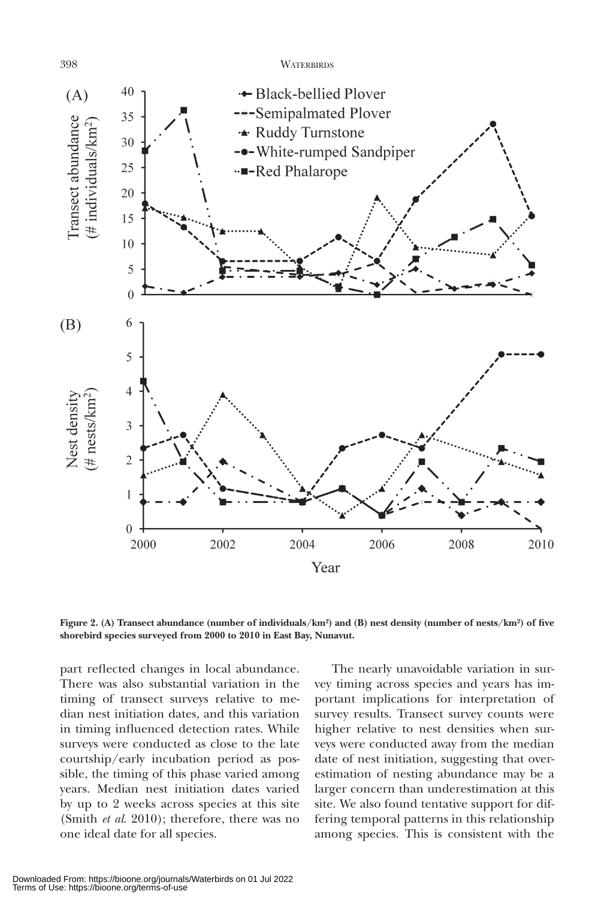Figure 2. (A) Transect abundance (number of individuals/km²) and (B) nest density (number of nests/km²) of five shorebird species surveyed from 2000 to 2010 in East Bay, Nunavut.

part reflected changes in local abundance. There was also substantial variation in the timing of transect surveys relative to median nest initiation dates, and this variation in timing influenced detection rates. While surveys were conducted as close to the late courtship/early incubation period as possible, the timing of this phase varied among years. Median nest initiation dates varied by up to 2 weeks across species at this site (Smith *et al.* 2010); therefore, there was no one ideal date for all species.

The nearly unavoidable variation in survey timing across species and years has important implications for interpretation of survey results. Transect survey counts were higher relative to nest densities when surveys were conducted away from the median date of nest initiation, suggesting that overestimation of nesting abundance may be a larger concern than underestimation at this site. We also found tentative support for differing temporal patterns in this relationship among species. This is consistent with the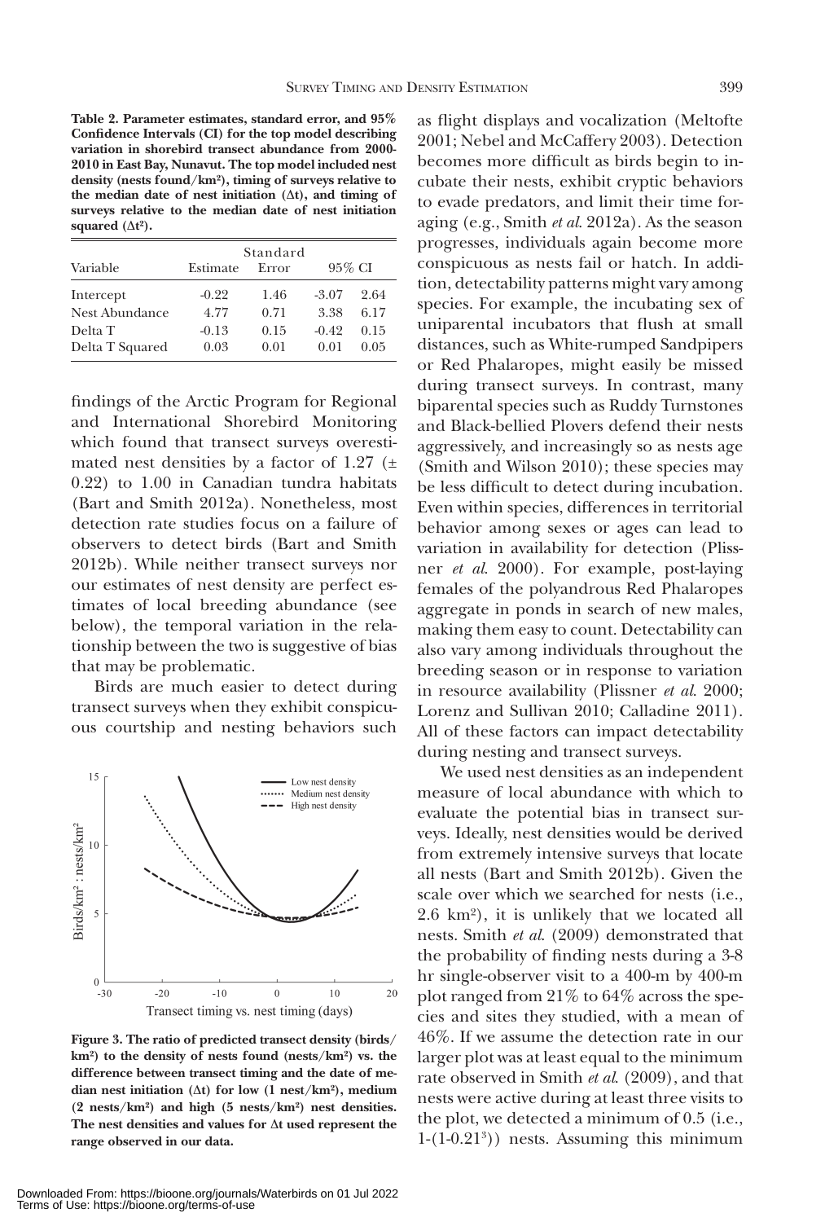**Table 2. Parameter estimates, standard error, and 95% Confidence Intervals (CI) for the top model describing variation in shorebird transect abundance from 2000-2010 in East Bay, Nunavut. The top model included nest density (nests found/km²), timing of surveys relative to the median date of nest initiation (Δt), and timing of surveys relative to the median date of nest initiation squared (Δt²).**

| Variable | Estimate | Standard Error | 95% CI | |
|---|---|---|---|---|
| Intercept | -0.22 | 1.46 | -3.07 | 2.64 |
| Nest Abundance | 4.77 | 0.71 | 3.38 | 6.17 |
| Delta T | -0.13 | 0.15 | -0.42 | 0.15 |
| Delta T Squared | 0.03 | 0.01 | 0.01 | 0.05 |

findings of the Arctic Program for Regional and International Shorebird Monitoring which found that transect surveys overestimated nest densities by a factor of 1.27 (± 0.22) to 1.00 in Canadian tundra habitats (Bart and Smith 2012a). Nonetheless, most detection rate studies focus on a failure of observers to detect birds (Bart and Smith 2012b). While neither transect surveys nor our estimates of nest density are perfect estimates of local breeding abundance (see below), the temporal variation in the relationship between the two is suggestive of bias that may be problematic.

Birds are much easier to detect during transect surveys when they exhibit conspicuous courtship and nesting behaviors such as flight displays and vocalization (Meltofte 2001; Nebel and McCaffery 2003). Detection becomes more difficult as birds begin to incubate their nests, exhibit cryptic behaviors to evade predators, and limit their time foraging (e.g., Smith *et al.* 2012a). As the season progresses, individuals again become more conspicuous as nests fail or hatch. In addition, detectability patterns might vary among species. For example, the incubating sex of uniparental incubators that flush at small distances, such as White-rumped Sandpipers or Red Phalaropes, might easily be missed during transect surveys. In contrast, many biparental species such as Ruddy Turnstones and Black-bellied Plovers defend their nests aggressively, and increasingly so as nests age (Smith and Wilson 2010); these species may be less difficult to detect during incubation. Even within species, differences in territorial behavior among sexes or ages can lead to variation in availability for detection (Plissner *et al.* 2000). For example, post-laying females of the polyandrous Red Phalaropes aggregate in ponds in search of new males, making them easy to count. Detectability can also vary among individuals throughout the breeding season or in response to variation in resource availability (Plissner *et al.* 2000; Lorenz and Sullivan 2010; Calladine 2011). All of these factors can impact detectability during nesting and transect surveys.

**Figure 3. The ratio of predicted transect density (birds/km²) to the density of nests found (nests/km²) vs. the difference between transect timing and the date of median nest initiation (Δt) for low (1 nest/km²), medium (2 nests/km²) and high (5 nests/km²) nest densities. The nest densities and values for Δt used represent the range observed in our data.**

We used nest densities as an independent measure of local abundance with which to evaluate the potential bias in transect surveys. Ideally, nest densities would be derived from extremely intensive surveys that locate all nests (Bart and Smith 2012b). Given the scale over which we searched for nests (i.e., 2.6 km²), it is unlikely that we located all nests. Smith *et al.* (2009) demonstrated that the probability of finding nests during a 3-8 hr single-observer visit to a 400-m by 400-m plot ranged from 21% to 64% across the species and sites they studied, with a mean of 46%. If we assume the detection rate in our larger plot was at least equal to the minimum rate observed in Smith *et al.* (2009), and that nests were active during at least three visits to the plot, we detected a minimum of 0.5 (i.e., $1-(1-0.21^3)$) nests. Assuming this minimum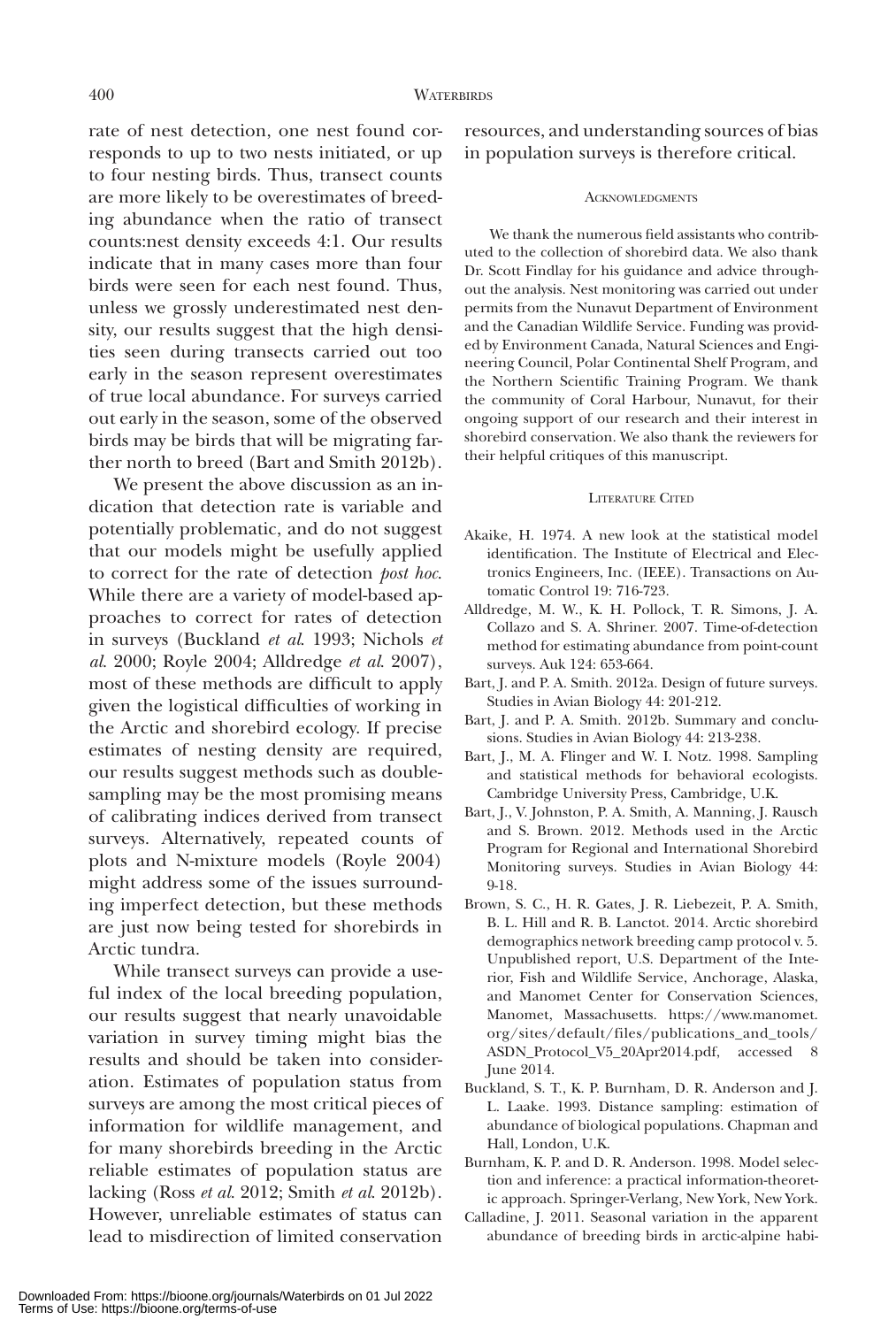rate of nest detection, one nest found corresponds to up to two nests initiated, or up to four nesting birds. Thus, transect counts are more likely to be overestimates of breeding abundance when the ratio of transect counts:nest density exceeds 4:1. Our results indicate that in many cases more than four birds were seen for each nest found. Thus, unless we grossly underestimated nest density, our results suggest that the high densities seen during transects carried out too early in the season represent overestimates of true local abundance. For surveys carried out early in the season, some of the observed birds may be birds that will be migrating farther north to breed (Bart and Smith 2012b).

We present the above discussion as an indication that detection rate is variable and potentially problematic, and do not suggest that our models might be usefully applied to correct for the rate of detection *post hoc*. While there are a variety of model-based approaches to correct for rates of detection in surveys (Buckland *et al*. 1993; Nichols *et al*. 2000; Royle 2004; Alldredge *et al*. 2007), most of these methods are difficult to apply given the logistical difficulties of working in the Arctic and shorebird ecology. If precise estimates of nesting density are required, our results suggest methods such as double-sampling may be the most promising means of calibrating indices derived from transect surveys. Alternatively, repeated counts of plots and N-mixture models (Royle 2004) might address some of the issues surrounding imperfect detection, but these methods are just now being tested for shorebirds in Arctic tundra.

While transect surveys can provide a useful index of the local breeding population, our results suggest that nearly unavoidable variation in survey timing might bias the results and should be taken into consideration. Estimates of population status from surveys are among the most critical pieces of information for wildlife management, and for many shorebirds breeding in the Arctic reliable estimates of population status are lacking (Ross *et al*. 2012; Smith *et al*. 2012b). However, unreliable estimates of status can lead to misdirection of limited conservation resources, and understanding sources of bias in population surveys is therefore critical.

## Acknowledgments

We thank the numerous field assistants who contributed to the collection of shorebird data. We also thank Dr. Scott Findlay for his guidance and advice throughout the analysis. Nest monitoring was carried out under permits from the Nunavut Department of Environment and the Canadian Wildlife Service. Funding was provided by Environment Canada, Natural Sciences and Engineering Council, Polar Continental Shelf Program, and the Northern Scientific Training Program. We thank the community of Coral Harbour, Nunavut, for their ongoing support of our research and their interest in shorebird conservation. We also thank the reviewers for their helpful critiques of this manuscript.

## Literature Cited

Akaike, H. 1974. A new look at the statistical model identification. The Institute of Electrical and Electronics Engineers, Inc. (IEEE). Transactions on Automatic Control 19: 716-723.

Alldredge, M. W., K. H. Pollock, T. R. Simons, J. A. Collazo and S. A. Shriner. 2007. Time-of-detection method for estimating abundance from point-count surveys. Auk 124: 653-664.

Bart, J. and P. A. Smith. 2012a. Design of future surveys. Studies in Avian Biology 44: 201-212.

Bart, J. and P. A. Smith. 2012b. Summary and conclusions. Studies in Avian Biology 44: 213-238.

Bart, J., M. A. Flinger and W. I. Notz. 1998. Sampling and statistical methods for behavioral ecologists. Cambridge University Press, Cambridge, U.K.

Bart, J., V. Johnston, P. A. Smith, A. Manning, J. Rausch and S. Brown. 2012. Methods used in the Arctic Program for Regional and International Shorebird Monitoring surveys. Studies in Avian Biology 44: 9-18.

Brown, S. C., H. R. Gates, J. R. Liebezeit, P. A. Smith, B. L. Hill and R. B. Lanctot. 2014. Arctic shorebird demographics network breeding camp protocol v. 5. Unpublished report, U.S. Department of the Interior, Fish and Wildlife Service, Anchorage, Alaska, and Manomet Center for Conservation Sciences, Manomet, Massachusetts. https://www.manomet.org/sites/default/files/publications_and_tools/ASDN_Protocol_V5_20Apr2014.pdf, accessed 8 June 2014.

Buckland, S. T., K. P. Burnham, D. R. Anderson and J. L. Laake. 1993. Distance sampling: estimation of abundance of biological populations. Chapman and Hall, London, U.K.

Burnham, K. P. and D. R. Anderson. 1998. Model selection and inference: a practical information-theoretic approach. Springer-Verlang, New York, New York.

Calladine, J. 2011. Seasonal variation in the apparent abundance of breeding birds in arctic-alpine habi-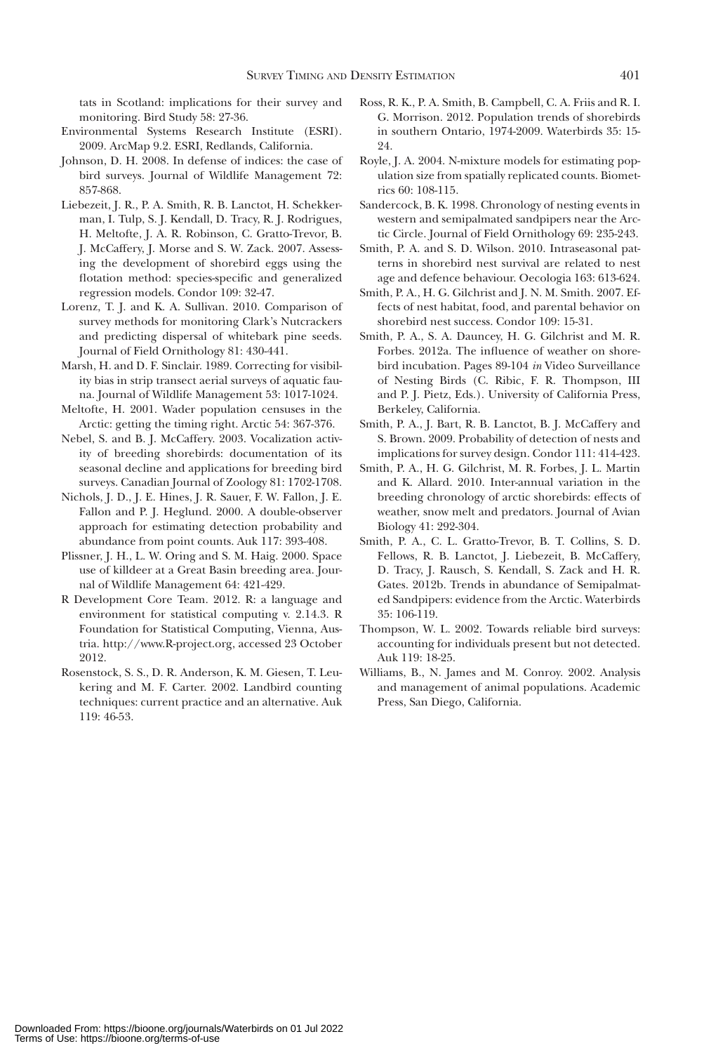tats in Scotland: implications for their survey and monitoring. Bird Study 58: 27-36.

Environmental Systems Research Institute (ESRI). 2009. ArcMap 9.2. ESRI, Redlands, California.

Johnson, D. H. 2008. In defense of indices: the case of bird surveys. Journal of Wildlife Management 72: 857-868.

Liebezeit, J. R., P. A. Smith, R. B. Lanctot, H. Schekkerman, I. Tulp, S. J. Kendall, D. Tracy, R. J. Rodrigues, H. Meltofte, J. A. R. Robinson, C. Gratto-Trevor, B. J. McCaffery, J. Morse and S. W. Zack. 2007. Assessing the development of shorebird eggs using the flotation method: species-specific and generalized regression models. Condor 109: 32-47.

Lorenz, T. J. and K. A. Sullivan. 2010. Comparison of survey methods for monitoring Clark's Nutcrackers and predicting dispersal of whitebark pine seeds. Journal of Field Ornithology 81: 430-441.

Marsh, H. and D. F. Sinclair. 1989. Correcting for visibility bias in strip transect aerial surveys of aquatic fauna. Journal of Wildlife Management 53: 1017-1024.

Meltofte, H. 2001. Wader population censuses in the Arctic: getting the timing right. Arctic 54: 367-376.

Nebel, S. and B. J. McCaffery. 2003. Vocalization activity of breeding shorebirds: documentation of its seasonal decline and applications for breeding bird surveys. Canadian Journal of Zoology 81: 1702-1708.

Nichols, J. D., J. E. Hines, J. R. Sauer, F. W. Fallon, J. E. Fallon and P. J. Heglund. 2000. A double-observer approach for estimating detection probability and abundance from point counts. Auk 117: 393-408.

Plissner, J. H., L. W. Oring and S. M. Haig. 2000. Space use of killdeer at a Great Basin breeding area. Journal of Wildlife Management 64: 421-429.

R Development Core Team. 2012. R: a language and environment for statistical computing v. 2.14.3. R Foundation for Statistical Computing, Vienna, Austria. http://www.R-project.org, accessed 23 October 2012.

Rosenstock, S. S., D. R. Anderson, K. M. Giesen, T. Leukering and M. F. Carter. 2002. Landbird counting techniques: current practice and an alternative. Auk 119: 46-53.

Ross, R. K., P. A. Smith, B. Campbell, C. A. Friis and R. I. G. Morrison. 2012. Population trends of shorebirds in southern Ontario, 1974-2009. Waterbirds 35: 15-24.

Royle, J. A. 2004. N-mixture models for estimating population size from spatially replicated counts. Biometrics 60: 108-115.

Sandercock, B. K. 1998. Chronology of nesting events in western and semipalmated sandpipers near the Arctic Circle. Journal of Field Ornithology 69: 235-243.

Smith, P. A. and S. D. Wilson. 2010. Intraseasonal patterns in shorebird nest survival are related to nest age and defence behaviour. Oecologia 163: 613-624.

Smith, P. A., H. G. Gilchrist and J. N. M. Smith. 2007. Effects of nest habitat, food, and parental behavior on shorebird nest success. Condor 109: 15-31.

Smith, P. A., S. A. Dauncey, H. G. Gilchrist and M. R. Forbes. 2012a. The influence of weather on shorebird incubation. Pages 89-104 *in* Video Surveillance of Nesting Birds (C. Ribic, F. R. Thompson, III and P. J. Pietz, Eds.). University of California Press, Berkeley, California.

Smith, P. A., J. Bart, R. B. Lanctot, B. J. McCaffery and S. Brown. 2009. Probability of detection of nests and implications for survey design. Condor 111: 414-423.

Smith, P. A., H. G. Gilchrist, M. R. Forbes, J. L. Martin and K. Allard. 2010. Inter-annual variation in the breeding chronology of arctic shorebirds: effects of weather, snow melt and predators. Journal of Avian Biology 41: 292-304.

Smith, P. A., C. L. Gratto-Trevor, B. T. Collins, S. D. Fellows, R. B. Lanctot, J. Liebezeit, B. McCaffery, D. Tracy, J. Rausch, S. Kendall, S. Zack and H. R. Gates. 2012b. Trends in abundance of Semipalmated Sandpipers: evidence from the Arctic. Waterbirds 35: 106-119.

Thompson, W. L. 2002. Towards reliable bird surveys: accounting for individuals present but not detected. Auk 119: 18-25.

Williams, B., N. James and M. Conroy. 2002. Analysis and management of animal populations. Academic Press, San Diego, California.